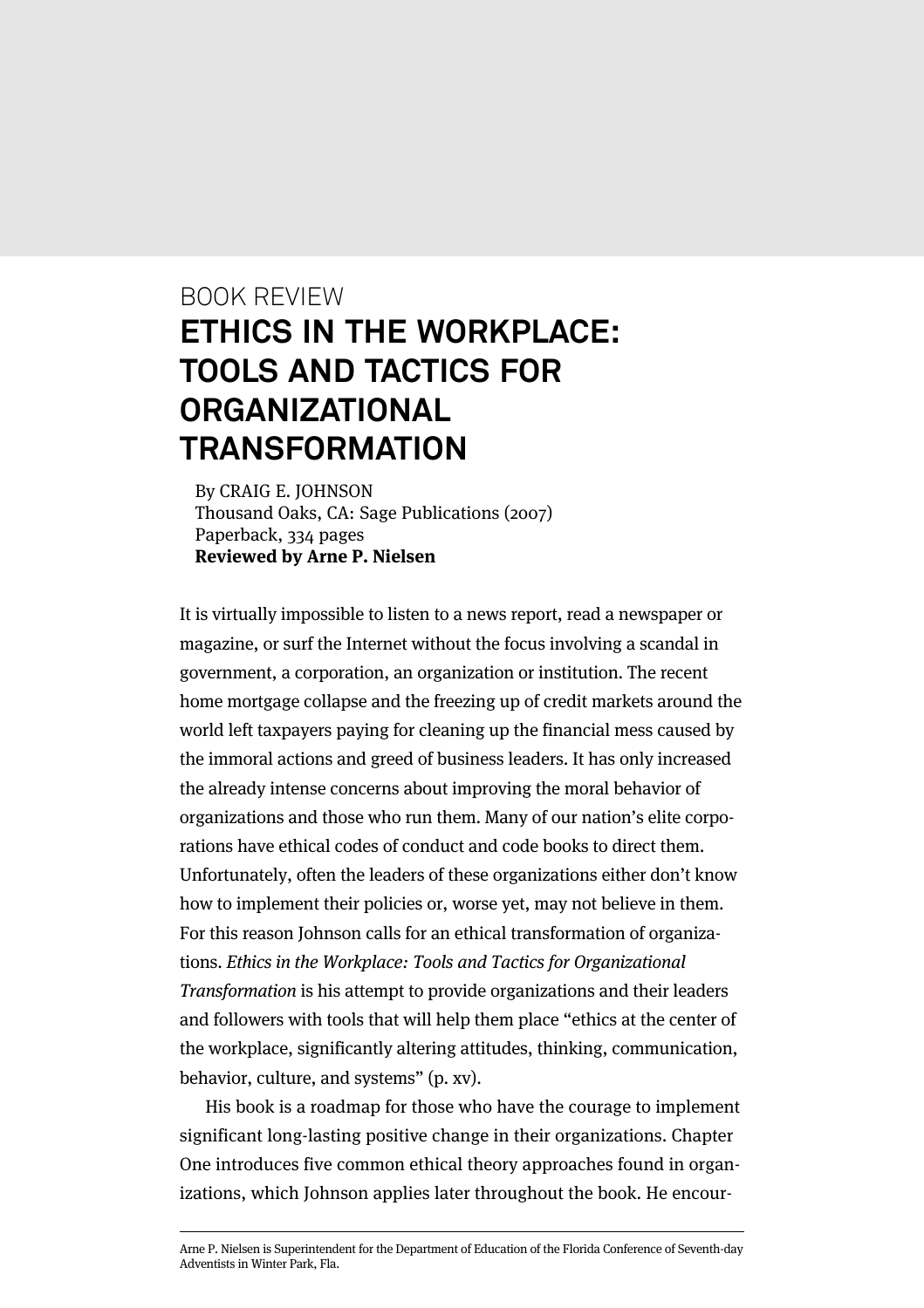BOOK REVIEW

# ETHICS IN THE WORKPLACE: TOOLS AND TACTICS FOR ORGANIZATIONAL TRANSFORMATION

By CRAIG E. JOHNSON
Thousand Oaks, CA: Sage Publications (2007)
Paperback, 334 pages
**Reviewed by Arne P. Nielsen**

It is virtually impossible to listen to a news report, read a newspaper or magazine, or surf the Internet without the focus involving a scandal in government, a corporation, an organization or institution. The recent home mortgage collapse and the freezing up of credit markets around the world left taxpayers paying for cleaning up the financial mess caused by the immoral actions and greed of business leaders. It has only increased the already intense concerns about improving the moral behavior of organizations and those who run them. Many of our nation's elite corporations have ethical codes of conduct and code books to direct them. Unfortunately, often the leaders of these organizations either don't know how to implement their policies or, worse yet, may not believe in them. For this reason Johnson calls for an ethical transformation of organizations. *Ethics in the Workplace: Tools and Tactics for Organizational Transformation* is his attempt to provide organizations and their leaders and followers with tools that will help them place "ethics at the center of the workplace, significantly altering attitudes, thinking, communication, behavior, culture, and systems" (p. xv).

His book is a roadmap for those who have the courage to implement significant long-lasting positive change in their organizations. Chapter One introduces five common ethical theory approaches found in organizations, which Johnson applies later throughout the book. He encour-

Arne P. Nielsen is Superintendent for the Department of Education of the Florida Conference of Seventh-day Adventists in Winter Park, Fla.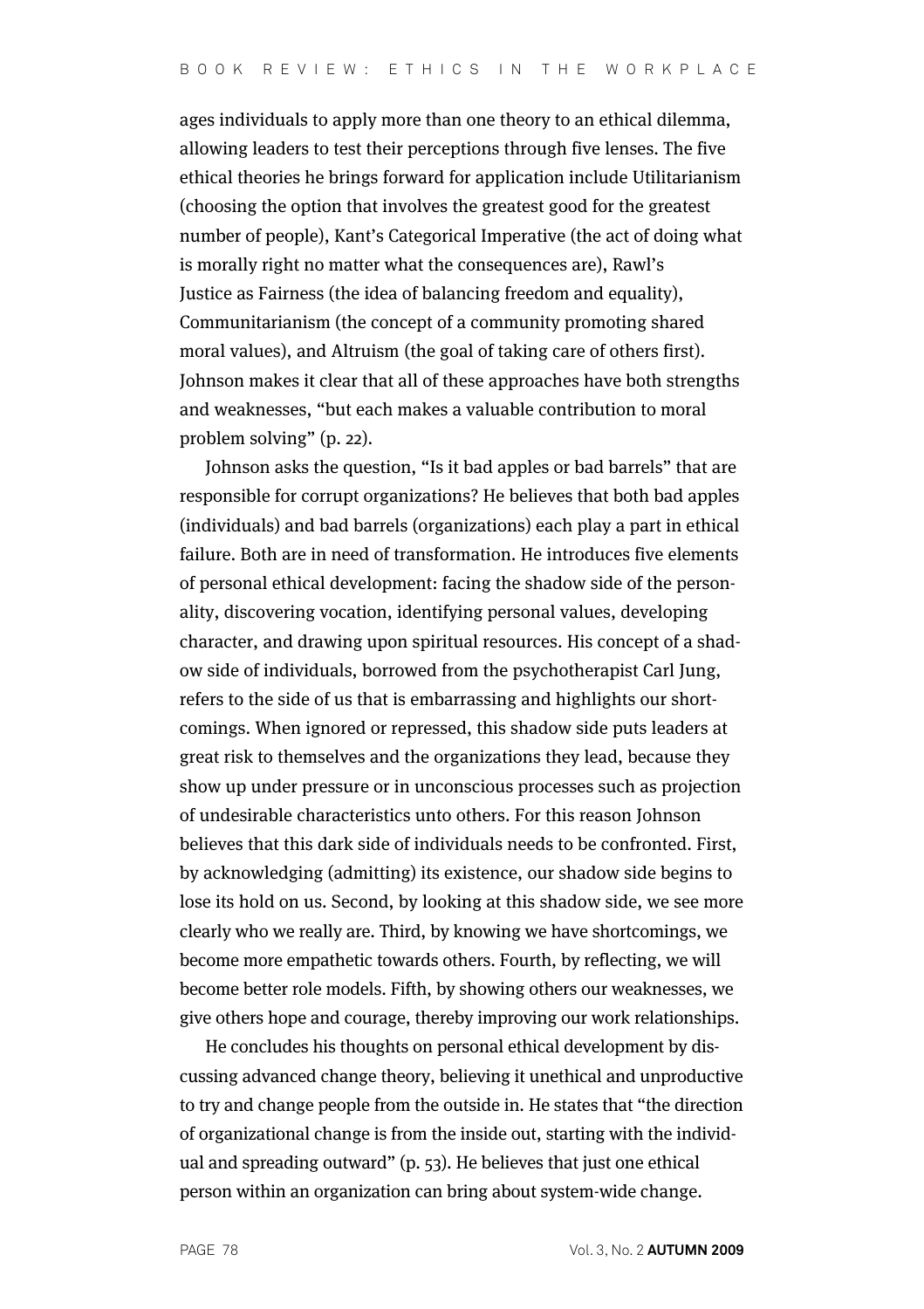ages individuals to apply more than one theory to an ethical dilemma, allowing leaders to test their perceptions through five lenses. The five ethical theories he brings forward for application include Utilitarianism (choosing the option that involves the greatest good for the greatest number of people), Kant's Categorical Imperative (the act of doing what is morally right no matter what the consequences are), Rawl's Justice as Fairness (the idea of balancing freedom and equality), Communitarianism (the concept of a community promoting shared moral values), and Altruism (the goal of taking care of others first). Johnson makes it clear that all of these approaches have both strengths and weaknesses, "but each makes a valuable contribution to moral problem solving" (p. 22).

Johnson asks the question, "Is it bad apples or bad barrels" that are responsible for corrupt organizations? He believes that both bad apples (individuals) and bad barrels (organizations) each play a part in ethical failure. Both are in need of transformation. He introduces five elements of personal ethical development: facing the shadow side of the personality, discovering vocation, identifying personal values, developing character, and drawing upon spiritual resources. His concept of a shadow side of individuals, borrowed from the psychotherapist Carl Jung, refers to the side of us that is embarrassing and highlights our shortcomings. When ignored or repressed, this shadow side puts leaders at great risk to themselves and the organizations they lead, because they show up under pressure or in unconscious processes such as projection of undesirable characteristics unto others. For this reason Johnson believes that this dark side of individuals needs to be confronted. First, by acknowledging (admitting) its existence, our shadow side begins to lose its hold on us. Second, by looking at this shadow side, we see more clearly who we really are. Third, by knowing we have shortcomings, we become more empathetic towards others. Fourth, by reflecting, we will become better role models. Fifth, by showing others our weaknesses, we give others hope and courage, thereby improving our work relationships.

He concludes his thoughts on personal ethical development by discussing advanced change theory, believing it unethical and unproductive to try and change people from the outside in. He states that "the direction of organizational change is from the inside out, starting with the individual and spreading outward" (p. 53). He believes that just one ethical person within an organization can bring about system-wide change.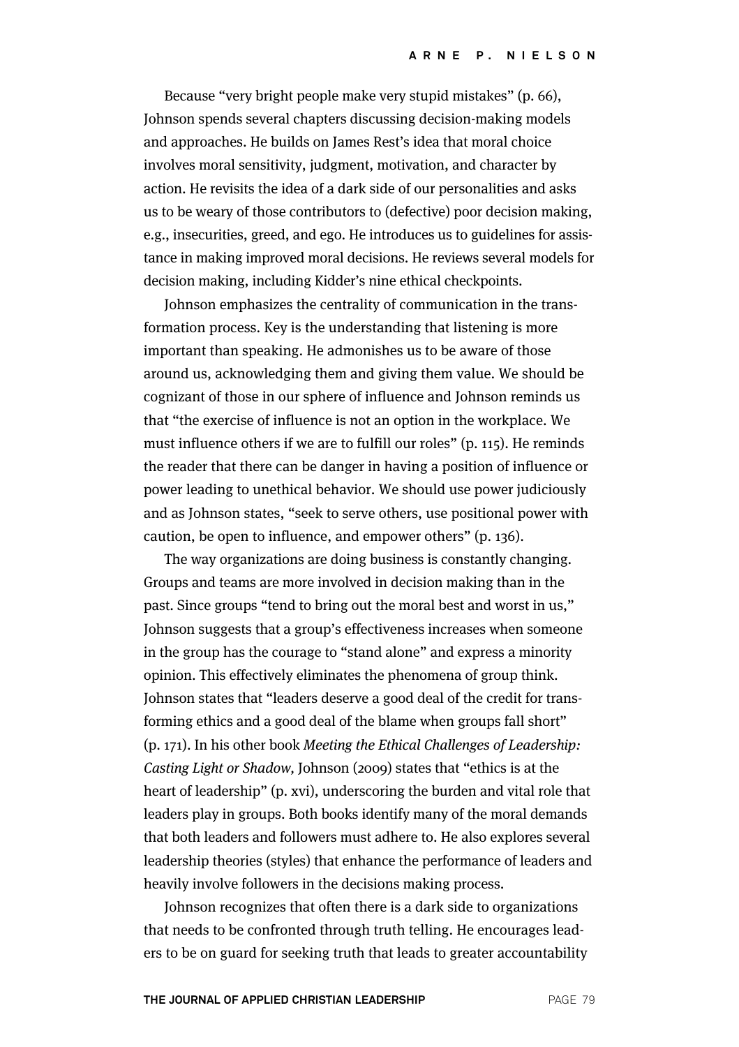Because "very bright people make very stupid mistakes" (p. 66), Johnson spends several chapters discussing decision-making models and approaches. He builds on James Rest's idea that moral choice involves moral sensitivity, judgment, motivation, and character by action. He revisits the idea of a dark side of our personalities and asks us to be weary of those contributors to (defective) poor decision making, e.g., insecurities, greed, and ego. He introduces us to guidelines for assistance in making improved moral decisions. He reviews several models for decision making, including Kidder's nine ethical checkpoints.

Johnson emphasizes the centrality of communication in the transformation process. Key is the understanding that listening is more important than speaking. He admonishes us to be aware of those around us, acknowledging them and giving them value. We should be cognizant of those in our sphere of influence and Johnson reminds us that "the exercise of influence is not an option in the workplace. We must influence others if we are to fulfill our roles" (p. 115). He reminds the reader that there can be danger in having a position of influence or power leading to unethical behavior. We should use power judiciously and as Johnson states, "seek to serve others, use positional power with caution, be open to influence, and empower others" (p. 136).

The way organizations are doing business is constantly changing. Groups and teams are more involved in decision making than in the past. Since groups "tend to bring out the moral best and worst in us," Johnson suggests that a group's effectiveness increases when someone in the group has the courage to "stand alone" and express a minority opinion. This effectively eliminates the phenomena of group think. Johnson states that "leaders deserve a good deal of the credit for transforming ethics and a good deal of the blame when groups fall short" (p. 171). In his other book *Meeting the Ethical Challenges of Leadership: Casting Light or Shadow,* Johnson (2009) states that "ethics is at the heart of leadership" (p. xvi), underscoring the burden and vital role that leaders play in groups. Both books identify many of the moral demands that both leaders and followers must adhere to. He also explores several leadership theories (styles) that enhance the performance of leaders and heavily involve followers in the decisions making process.

Johnson recognizes that often there is a dark side to organizations that needs to be confronted through truth telling. He encourages leaders to be on guard for seeking truth that leads to greater accountability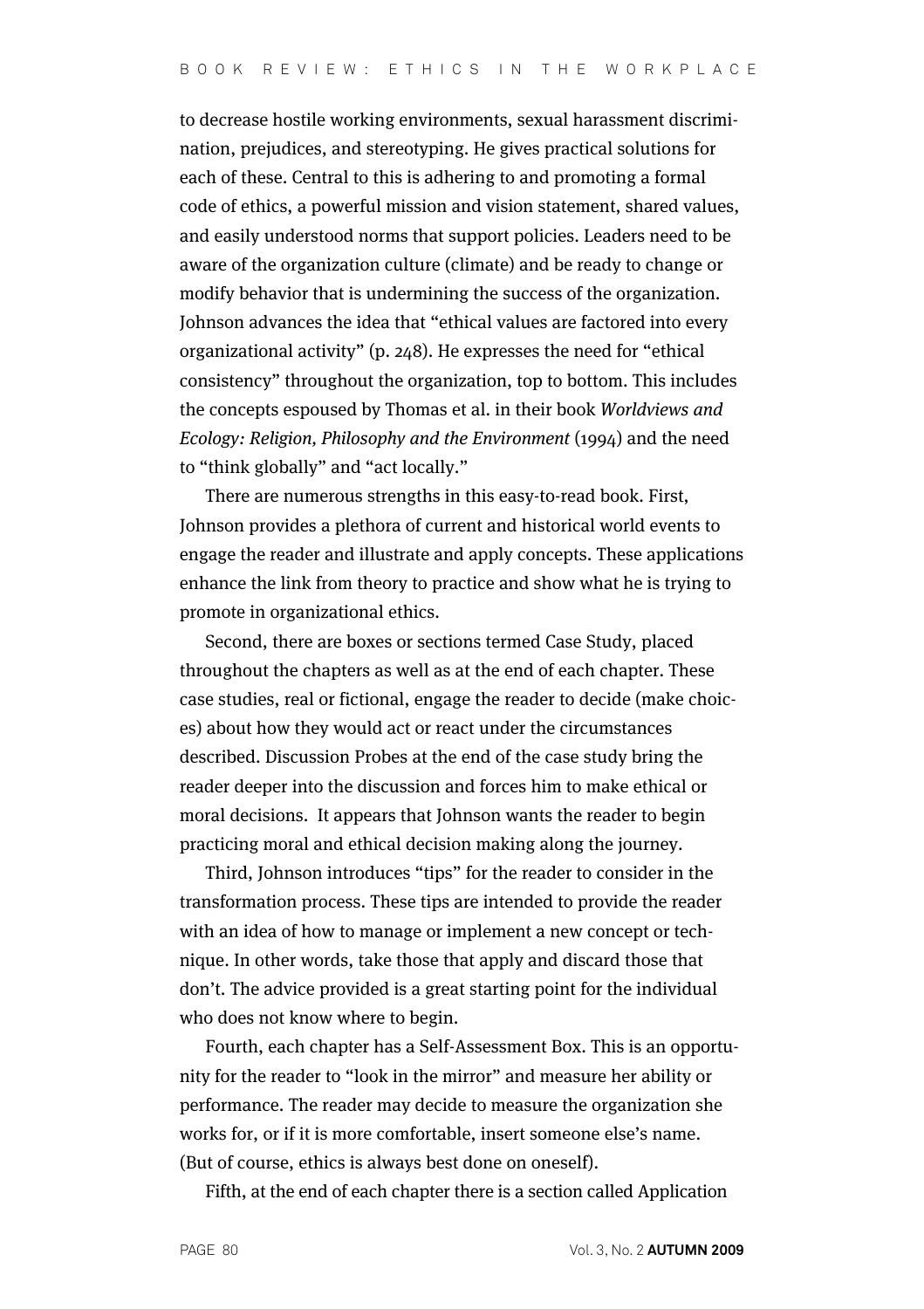to decrease hostile working environments, sexual harassment discrimination, prejudices, and stereotyping. He gives practical solutions for each of these. Central to this is adhering to and promoting a formal code of ethics, a powerful mission and vision statement, shared values, and easily understood norms that support policies. Leaders need to be aware of the organization culture (climate) and be ready to change or modify behavior that is undermining the success of the organization. Johnson advances the idea that "ethical values are factored into every organizational activity" (p. 248). He expresses the need for "ethical consistency" throughout the organization, top to bottom. This includes the concepts espoused by Thomas et al. in their book *Worldviews and Ecology: Religion, Philosophy and the Environment* (1994) and the need to "think globally" and "act locally."

There are numerous strengths in this easy-to-read book. First, Johnson provides a plethora of current and historical world events to engage the reader and illustrate and apply concepts. These applications enhance the link from theory to practice and show what he is trying to promote in organizational ethics.

Second, there are boxes or sections termed Case Study, placed throughout the chapters as well as at the end of each chapter. These case studies, real or fictional, engage the reader to decide (make choices) about how they would act or react under the circumstances described. Discussion Probes at the end of the case study bring the reader deeper into the discussion and forces him to make ethical or moral decisions. It appears that Johnson wants the reader to begin practicing moral and ethical decision making along the journey.

Third, Johnson introduces "tips" for the reader to consider in the transformation process. These tips are intended to provide the reader with an idea of how to manage or implement a new concept or technique. In other words, take those that apply and discard those that don't. The advice provided is a great starting point for the individual who does not know where to begin.

Fourth, each chapter has a Self-Assessment Box. This is an opportunity for the reader to "look in the mirror" and measure her ability or performance. The reader may decide to measure the organization she works for, or if it is more comfortable, insert someone else's name. (But of course, ethics is always best done on oneself).

Fifth, at the end of each chapter there is a section called Application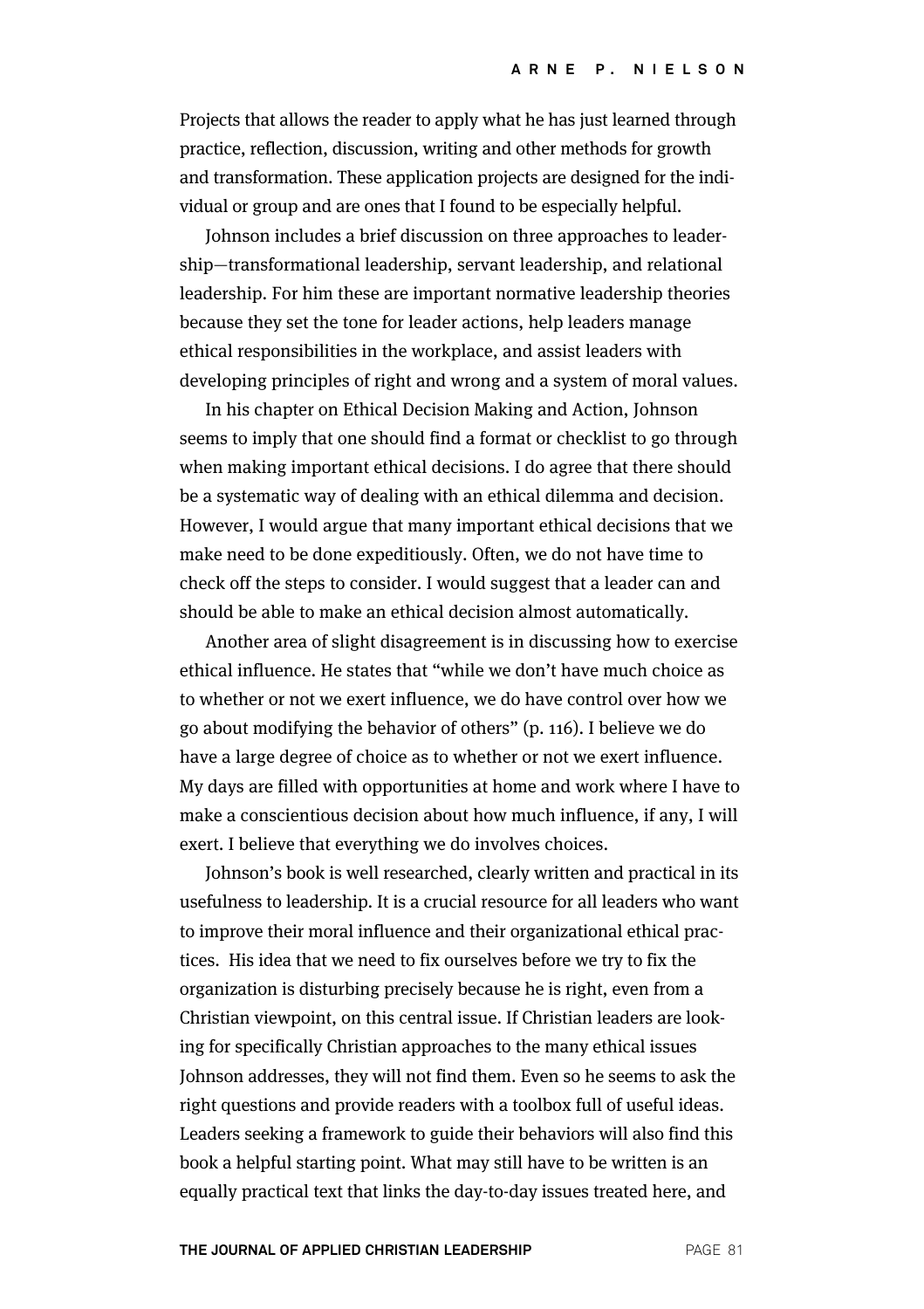Projects that allows the reader to apply what he has just learned through practice, reflection, discussion, writing and other methods for growth and transformation. These application projects are designed for the individual or group and are ones that I found to be especially helpful.

Johnson includes a brief discussion on three approaches to leadership—transformational leadership, servant leadership, and relational leadership. For him these are important normative leadership theories because they set the tone for leader actions, help leaders manage ethical responsibilities in the workplace, and assist leaders with developing principles of right and wrong and a system of moral values.

In his chapter on Ethical Decision Making and Action, Johnson seems to imply that one should find a format or checklist to go through when making important ethical decisions. I do agree that there should be a systematic way of dealing with an ethical dilemma and decision. However, I would argue that many important ethical decisions that we make need to be done expeditiously. Often, we do not have time to check off the steps to consider. I would suggest that a leader can and should be able to make an ethical decision almost automatically.

Another area of slight disagreement is in discussing how to exercise ethical influence. He states that "while we don't have much choice as to whether or not we exert influence, we do have control over how we go about modifying the behavior of others" (p. 116). I believe we do have a large degree of choice as to whether or not we exert influence. My days are filled with opportunities at home and work where I have to make a conscientious decision about how much influence, if any, I will exert. I believe that everything we do involves choices.

Johnson's book is well researched, clearly written and practical in its usefulness to leadership. It is a crucial resource for all leaders who want to improve their moral influence and their organizational ethical practices. His idea that we need to fix ourselves before we try to fix the organization is disturbing precisely because he is right, even from a Christian viewpoint, on this central issue. If Christian leaders are looking for specifically Christian approaches to the many ethical issues Johnson addresses, they will not find them. Even so he seems to ask the right questions and provide readers with a toolbox full of useful ideas. Leaders seeking a framework to guide their behaviors will also find this book a helpful starting point. What may still have to be written is an equally practical text that links the day-to-day issues treated here, and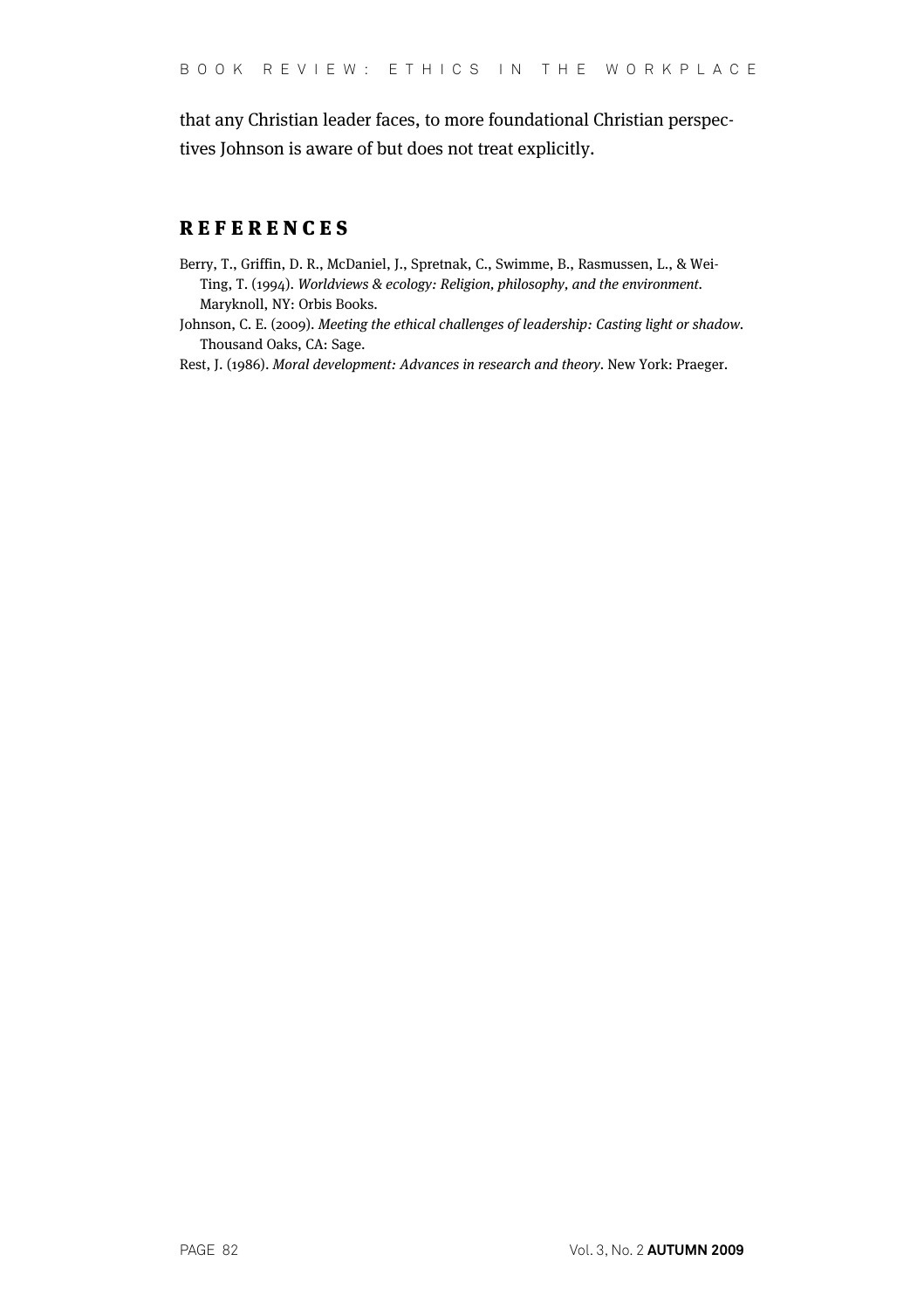that any Christian leader faces, to more foundational Christian perspectives Johnson is aware of but does not treat explicitly.

## REFERENCES

Berry, T., Griffin, D. R., McDaniel, J., Spretnak, C., Swimme, B., Rasmussen, L., & Wei-Ting, T. (1994). *Worldviews & ecology: Religion, philosophy, and the environment.* Maryknoll, NY: Orbis Books.

Johnson, C. E. (2009). *Meeting the ethical challenges of leadership: Casting light or shadow.* Thousand Oaks, CA: Sage.

Rest, J. (1986). *Moral development: Advances in research and theory*. New York: Praeger.